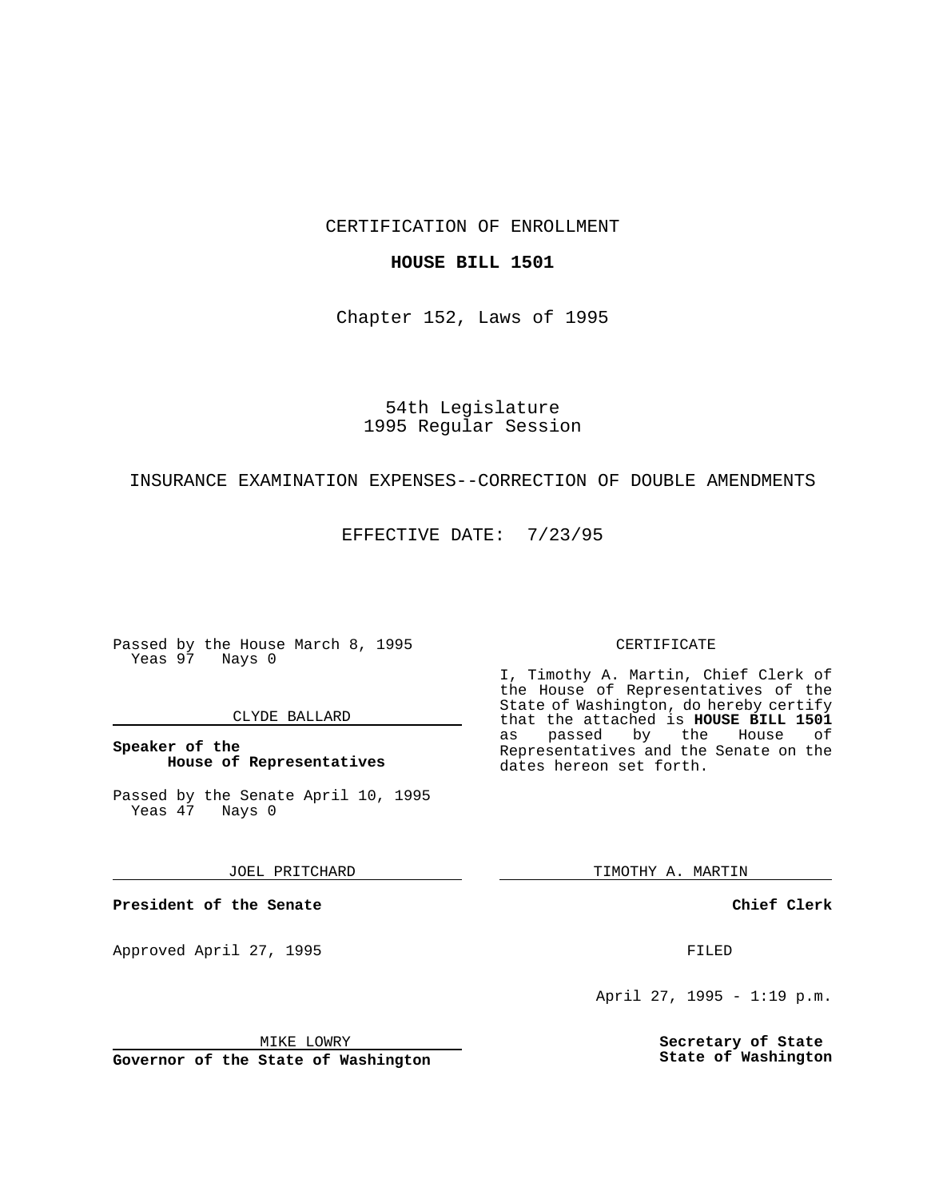CERTIFICATION OF ENROLLMENT

**HOUSE BILL 1501**

Chapter 152, Laws of 1995

54th Legislature
1995 Regular Session

INSURANCE EXAMINATION EXPENSES--CORRECTION OF DOUBLE AMENDMENTS

EFFECTIVE DATE: 7/23/95

Passed by the House March 8, 1995
Yeas 97 Nays 0

CLYDE BALLARD

**Speaker of the House of Representatives**

Passed by the Senate April 10, 1995
Yeas 47 Nays 0

JOEL PRITCHARD

**President of the Senate**

Approved April 27, 1995

MIKE LOWRY

**Governor of the State of Washington**

CERTIFICATE

I, Timothy A. Martin, Chief Clerk of the House of Representatives of the State of Washington, do hereby certify that the attached is **HOUSE BILL 1501** as passed by the House of Representatives and the Senate on the dates hereon set forth.

TIMOTHY A. MARTIN

**Chief Clerk**

FILED

April 27, 1995 - 1:19 p.m.

**Secretary of State**
**State of Washington**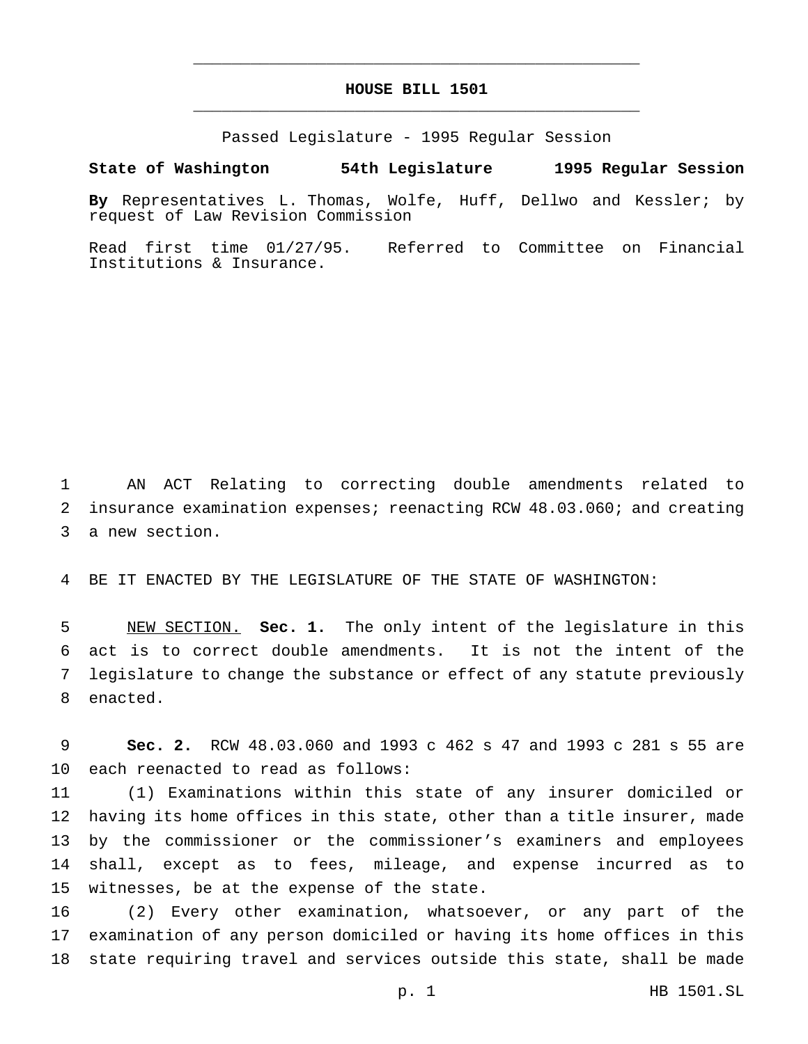# HOUSE BILL 1501

Passed Legislature - 1995 Regular Session

**State of Washington 54th Legislature 1995 Regular Session**

**By** Representatives L. Thomas, Wolfe, Huff, Dellwo and Kessler; by request of Law Revision Commission

Read first time 01/27/95. Referred to Committee on Financial Institutions & Insurance.

AN ACT Relating to correcting double amendments related to insurance examination expenses; reenacting RCW 48.03.060; and creating a new section.

BE IT ENACTED BY THE LEGISLATURE OF THE STATE OF WASHINGTON:

NEW SECTION. **Sec. 1.** The only intent of the legislature in this act is to correct double amendments. It is not the intent of the legislature to change the substance or effect of any statute previously enacted.

**Sec. 2.** RCW 48.03.060 and 1993 c 462 s 47 and 1993 c 281 s 55 are each reenacted to read as follows:

(1) Examinations within this state of any insurer domiciled or having its home offices in this state, other than a title insurer, made by the commissioner or the commissioner's examiners and employees shall, except as to fees, mileage, and expense incurred as to witnesses, be at the expense of the state.

(2) Every other examination, whatsoever, or any part of the examination of any person domiciled or having its home offices in this state requiring travel and services outside this state, shall be made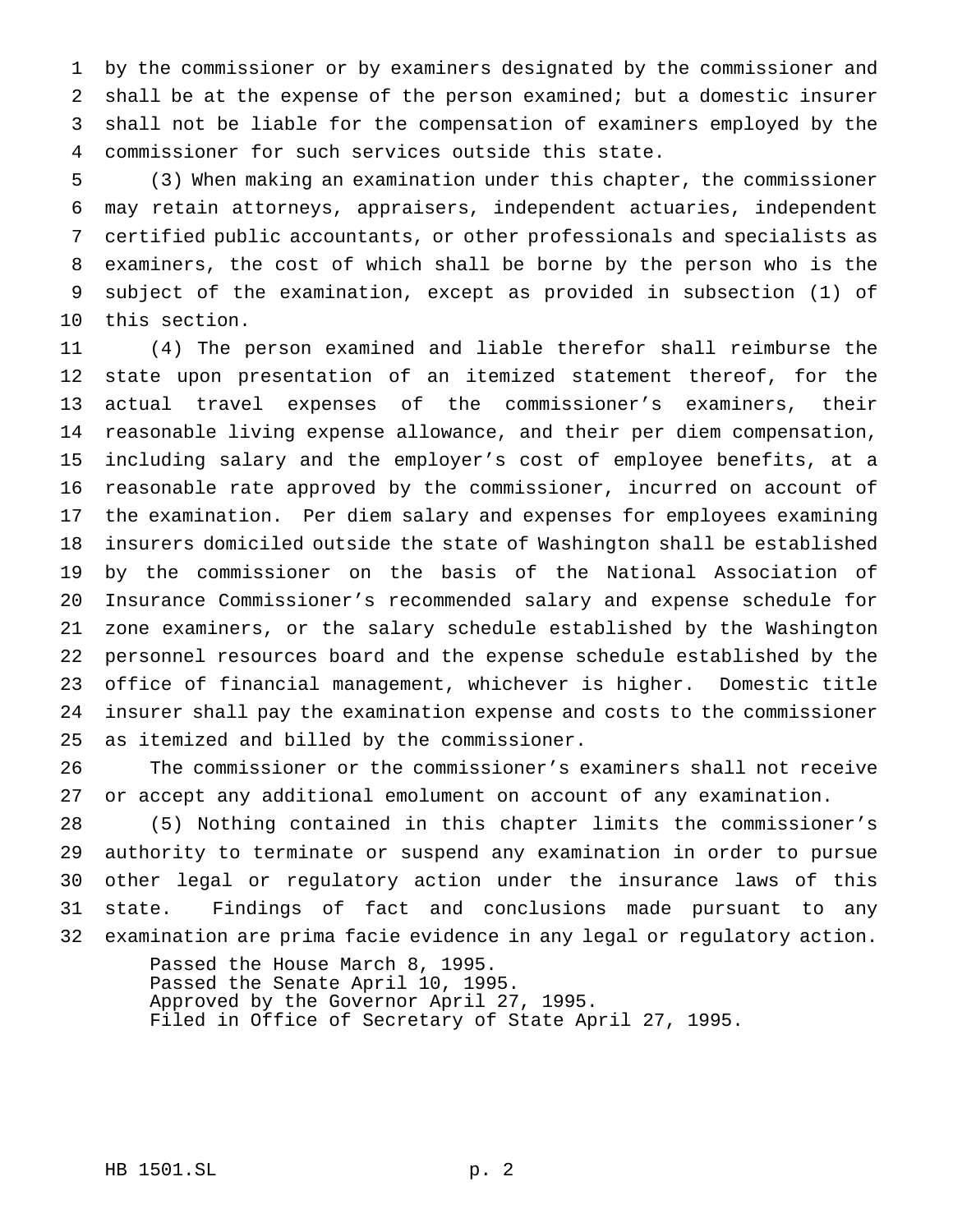by the commissioner or by examiners designated by the commissioner and shall be at the expense of the person examined; but a domestic insurer shall not be liable for the compensation of examiners employed by the commissioner for such services outside this state.

(3) When making an examination under this chapter, the commissioner may retain attorneys, appraisers, independent actuaries, independent certified public accountants, or other professionals and specialists as examiners, the cost of which shall be borne by the person who is the subject of the examination, except as provided in subsection (1) of this section.

(4) The person examined and liable therefor shall reimburse the state upon presentation of an itemized statement thereof, for the actual travel expenses of the commissioner's examiners, their reasonable living expense allowance, and their per diem compensation, including salary and the employer's cost of employee benefits, at a reasonable rate approved by the commissioner, incurred on account of the examination. Per diem salary and expenses for employees examining insurers domiciled outside the state of Washington shall be established by the commissioner on the basis of the National Association of Insurance Commissioner's recommended salary and expense schedule for zone examiners, or the salary schedule established by the Washington personnel resources board and the expense schedule established by the office of financial management, whichever is higher. Domestic title insurer shall pay the examination expense and costs to the commissioner as itemized and billed by the commissioner.

The commissioner or the commissioner's examiners shall not receive or accept any additional emolument on account of any examination.

(5) Nothing contained in this chapter limits the commissioner's authority to terminate or suspend any examination in order to pursue other legal or regulatory action under the insurance laws of this state. Findings of fact and conclusions made pursuant to any examination are prima facie evidence in any legal or regulatory action.

Passed the House March 8, 1995.
Passed the Senate April 10, 1995.
Approved by the Governor April 27, 1995.
Filed in Office of Secretary of State April 27, 1995.